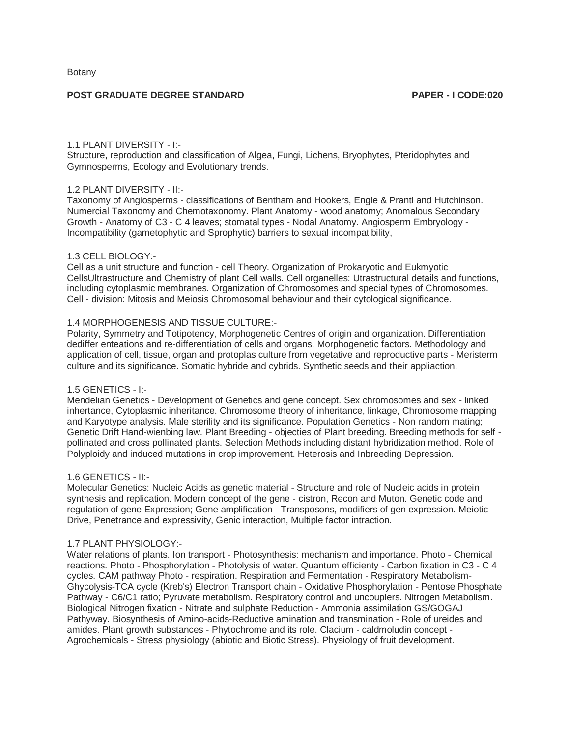Botany

**POST GRADUATE DEGREE STANDARD** **PAPER - I CODE:020**

1.1 PLANT DIVERSITY - I:-

Structure, reproduction and classification of Algea, Fungi, Lichens, Bryophytes, Pteridophytes and Gymnosperms, Ecology and Evolutionary trends.

1.2 PLANT DIVERSITY - II:-

Taxonomy of Angiosperms - classifications of Bentham and Hookers, Engle & Prantl and Hutchinson. Numercial Taxonomy and Chemotaxonomy. Plant Anatomy - wood anatomy; Anomalous Secondary Growth - Anatomy of C3 - C 4 leaves; stomatal types - Nodal Anatomy. Angiosperm Embryology - Incompatibility (gametophytic and Sprophytic) barriers to sexual incompatibility,

1.3 CELL BIOLOGY:-

Cell as a unit structure and function - cell Theory. Organization of Prokaryotic and Eukmyotic CellsUltrastructure and Chemistry of plant Cell walls. Cell organelles: Utrastructural details and functions, including cytoplasmic membranes. Organization of Chromosomes and special types of Chromosomes. Cell - division: Mitosis and Meiosis Chromosomal behaviour and their cytological significance.

1.4 MORPHOGENESIS AND TISSUE CULTURE:-

Polarity, Symmetry and Totipotency, Morphogenetic Centres of origin and organization. Differentiation dediffer enteations and re-differentiation of cells and organs. Morphogenetic factors. Methodology and application of cell, tissue, organ and protoplas culture from vegetative and reproductive parts - Meristerm culture and its significance. Somatic hybride and cybrids. Synthetic seeds and their appliaction.

1.5 GENETICS - I:-

Mendelian Genetics - Development of Genetics and gene concept. Sex chromosomes and sex - linked inhertance, Cytoplasmic inheritance. Chromosome theory of inheritance, linkage, Chromosome mapping and Karyotype analysis. Male sterility and its significance. Population Genetics - Non random mating; Genetic Drift Hand-wienbing law. Plant Breeding - objecties of Plant breeding. Breeding methods for self - pollinated and cross pollinated plants. Selection Methods including distant hybridization method. Role of Polyploidy and induced mutations in crop improvement. Heterosis and Inbreeding Depression.

1.6 GENETICS - II:-

Molecular Genetics: Nucleic Acids as genetic material - Structure and role of Nucleic acids in protein synthesis and replication. Modern concept of the gene - cistron, Recon and Muton. Genetic code and regulation of gene Expression; Gene amplification - Transposons, modifiers of gen expression. Meiotic Drive, Penetrance and expressivity, Genic interaction, Multiple factor intraction.

1.7 PLANT PHYSIOLOGY:-

Water relations of plants. Ion transport - Photosynthesis: mechanism and importance. Photo - Chemical reactions. Photo - Phosphorylation - Photolysis of water. Quantum efficiency - Carbon fixation in C3 - C 4 cycles. CAM pathway Photo - respiration. Respiration and Fermentation - Respiratory Metabolism-Ghycolysis-TCA cycle (Kreb's) Electron Transport chain - Oxidative Phosphorylation - Pentose Phosphate Pathway - C6/C1 ratio; Pyruvate metabolism. Respiratory control and uncouplers. Nitrogen Metabolism. Biological Nitrogen fixation - Nitrate and sulphate Reduction - Ammonia assimilation GS/GOGAJ Pathyway. Biosynthesis of Amino-acids-Reductive amination and transmination - Role of ureides and amides. Plant growth substances - Phytochrome and its role. Clacium - caldmoludin concept - Agrochemicals - Stress physiology (abiotic and Biotic Stress). Physiology of fruit development.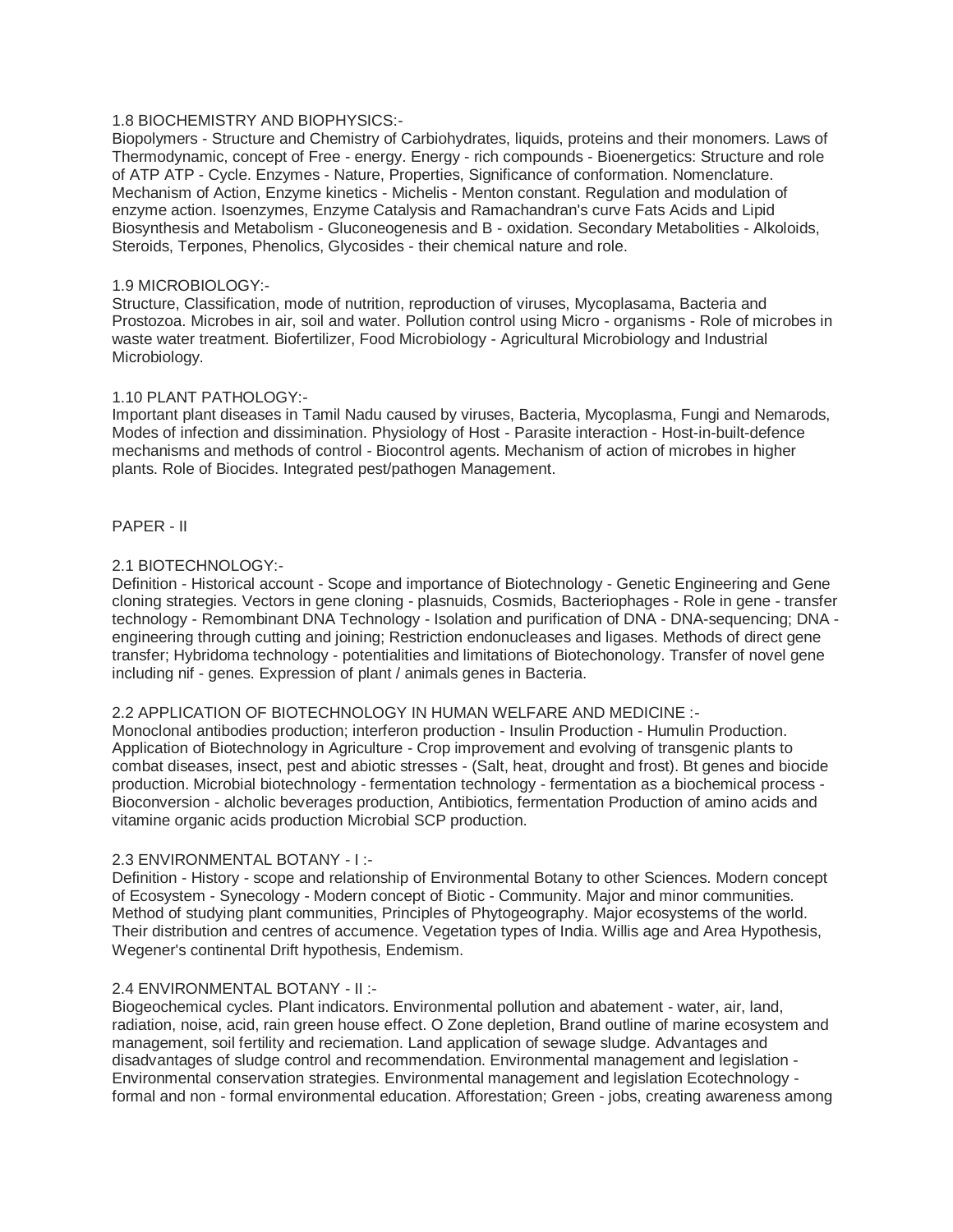1.8 BIOCHEMISTRY AND BIOPHYSICS:-

Biopolymers - Structure and Chemistry of Carbiohydrates, liquids, proteins and their monomers. Laws of Thermodynamic, concept of Free - energy. Energy - rich compounds - Bioenergetics: Structure and role of ATP ATP - Cycle. Enzymes - Nature, Properties, Significance of conformation. Nomenclature. Mechanism of Action, Enzyme kinetics - Michelis - Menton constant. Regulation and modulation of enzyme action. Isoenzymes, Enzyme Catalysis and Ramachandran's curve Fats Acids and Lipid Biosynthesis and Metabolism - Gluconeogenesis and B - oxidation. Secondary Metabolities - Alkoloids, Steroids, Terpones, Phenolics, Glycosides - their chemical nature and role.

1.9 MICROBIOLOGY:-

Structure, Classification, mode of nutrition, reproduction of viruses, Mycoplasama, Bacteria and Prostozoa. Microbes in air, soil and water. Pollution control using Micro - organisms - Role of microbes in waste water treatment. Biofertilizer, Food Microbiology - Agricultural Microbiology and Industrial Microbiology.

1.10 PLANT PATHOLOGY:-

Important plant diseases in Tamil Nadu caused by viruses, Bacteria, Mycoplasma, Fungi and Nemarods, Modes of infection and dissimination. Physiology of Host - Parasite interaction - Host-in-built-defence mechanisms and methods of control - Biocontrol agents. Mechanism of action of microbes in higher plants. Role of Biocides. Integrated pest/pathogen Management.

PAPER - II

2.1 BIOTECHNOLOGY:-

Definition - Historical account - Scope and importance of Biotechnology - Genetic Engineering and Gene cloning strategies. Vectors in gene cloning - plasnuids, Cosmids, Bacteriophages - Role in gene - transfer technology - Remombinant DNA Technology - Isolation and purification of DNA - DNA-sequencing; DNA - engineering through cutting and joining; Restriction endonucleases and ligases. Methods of direct gene transfer; Hybridoma technology - potentialities and limitations of Biotechonology. Transfer of novel gene including nif - genes. Expression of plant / animals genes in Bacteria.

2.2 APPLICATION OF BIOTECHNOLOGY IN HUMAN WELFARE AND MEDICINE :-

Monoclonal antibodies production; interferon production - Insulin Production - Humulin Production. Application of Biotechnology in Agriculture - Crop improvement and evolving of transgenic plants to combat diseases, insect, pest and abiotic stresses - (Salt, heat, drought and frost). Bt genes and biocide production. Microbial biotechnology - fermentation technology - fermentation as a biochemical process - Bioconversion - alcholic beverages production, Antibiotics, fermentation Production of amino acids and vitamine organic acids production Microbial SCP production.

2.3 ENVIRONMENTAL BOTANY - I :-

Definition - History - scope and relationship of Environmental Botany to other Sciences. Modern concept of Ecosystem - Synecology - Modern concept of Biotic - Community. Major and minor communities. Method of studying plant communities, Principles of Phytogeography. Major ecosystems of the world. Their distribution and centres of accumence. Vegetation types of India. Willis age and Area Hypothesis, Wegener's continental Drift hypothesis, Endemism.

2.4 ENVIRONMENTAL BOTANY - II :-

Biogeochemical cycles. Plant indicators. Environmental pollution and abatement - water, air, land, radiation, noise, acid, rain green house effect. O Zone depletion, Brand outline of marine ecosystem and management, soil fertility and reciemation. Land application of sewage sludge. Advantages and disadvantages of sludge control and recommendation. Environmental management and legislation - Environmental conservation strategies. Environmental management and legislation Ecotechnology - formal and non - formal environmental education. Afforestation; Green - jobs, creating awareness among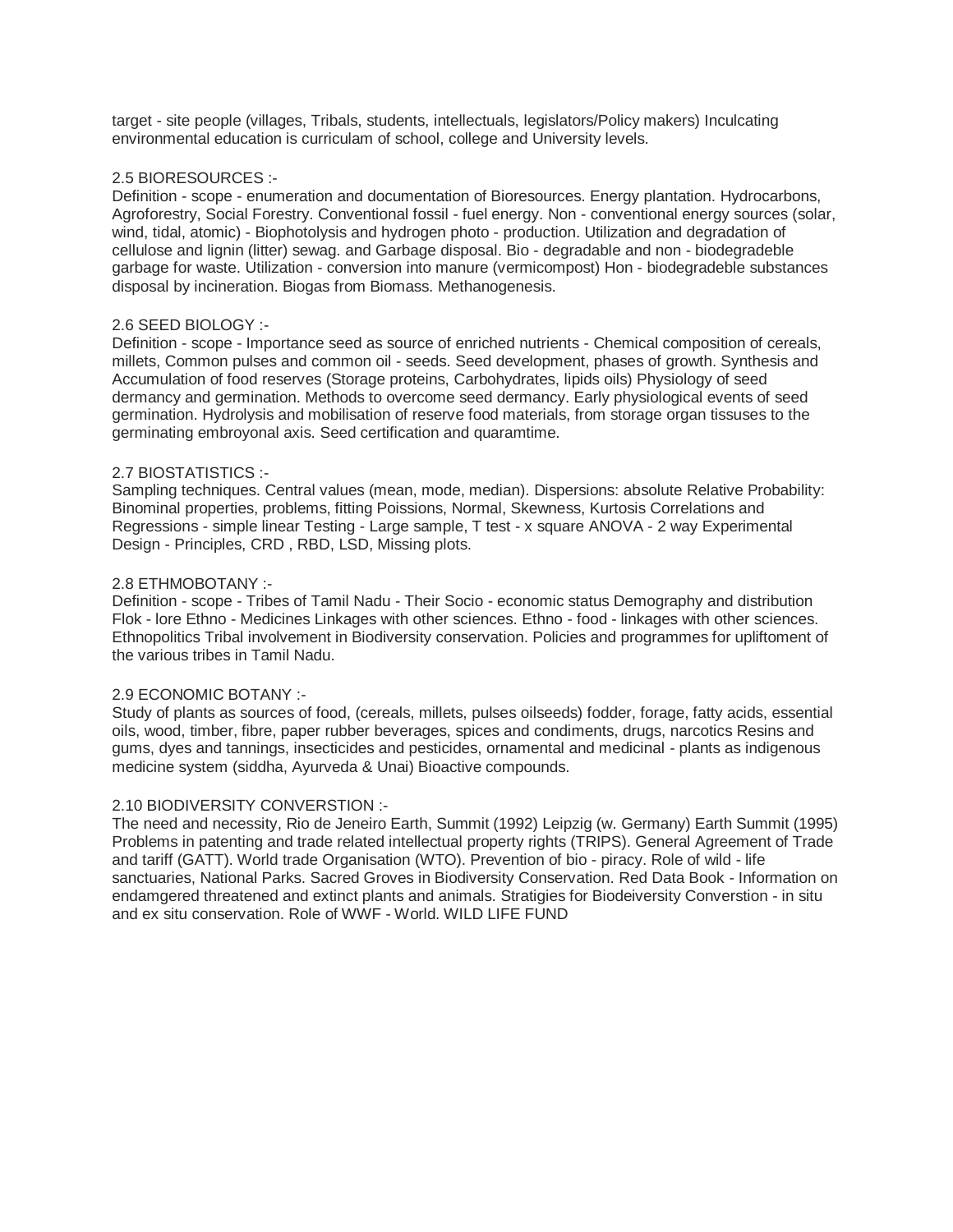target - site people (villages, Tribals, students, intellectuals, legislators/Policy makers) Inculcating environmental education is curriculam of school, college and University levels.

2.5 BIORESOURCES :-

Definition - scope - enumeration and documentation of Bioresources. Energy plantation. Hydrocarbons, Agroforestry, Social Forestry. Conventional fossil - fuel energy. Non - conventional energy sources (solar, wind, tidal, atomic) - Biophotolysis and hydrogen photo - production. Utilization and degradation of cellulose and lignin (litter) sewag. and Garbage disposal. Bio - degradable and non - biodegradeble garbage for waste. Utilization - conversion into manure (vermicompost) Hon - biodegradeble substances disposal by incineration. Biogas from Biomass. Methanogenesis.

2.6 SEED BIOLOGY :-

Definition - scope - Importance seed as source of enriched nutrients - Chemical composition of cereals, millets, Common pulses and common oil - seeds. Seed development, phases of growth. Synthesis and Accumulation of food reserves (Storage proteins, Carbohydrates, lipids oils) Physiology of seed dermancy and germination. Methods to overcome seed dermancy. Early physiological events of seed germination. Hydrolysis and mobilisation of reserve food materials, from storage organ tissuses to the germinating embryonal axis. Seed certification and quaramtime.

2.7 BIOSTATISTICS :-

Sampling techniques. Central values (mean, mode, median). Dispersions: absolute Relative Probability: Binominal properties, problems, fitting Poissions, Normal, Skewness, Kurtosis Correlations and Regressions - simple linear Testing - Large sample, T test - x square ANOVA - 2 way Experimental Design - Principles, CRD , RBD, LSD, Missing plots.

2.8 ETHMOBOTANY :-

Definition - scope - Tribes of Tamil Nadu - Their Socio - economic status Demography and distribution Flok - lore Ethno - Medicines Linkages with other sciences. Ethno - food - linkages with other sciences. Ethnopolitics Tribal involvement in Biodiversity conservation. Policies and programmes for upliftoment of the various tribes in Tamil Nadu.

2.9 ECONOMIC BOTANY :-

Study of plants as sources of food, (cereals, millets, pulses oilseeds) fodder, forage, fatty acids, essential oils, wood, timber, fibre, paper rubber beverages, spices and condiments, drugs, narcotics Resins and gums, dyes and tannings, insecticides and pesticides, ornamental and medicinal - plants as indigenous medicine system (siddha, Ayurveda & Unai) Bioactive compounds.

2.10 BIODIVERSITY CONVERSTION :-

The need and necessity, Rio de Jeneiro Earth, Summit (1992) Leipzig (w. Germany) Earth Summit (1995) Problems in patenting and trade related intellectual property rights (TRIPS). General Agreement of Trade and tariff (GATT). World trade Organisation (WTO). Prevention of bio - piracy. Role of wild - life sanctuaries, National Parks. Sacred Groves in Biodiversity Conservation. Red Data Book - Information on endamgered threatened and extinct plants and animals. Stratigies for Biodeiversity Converstion - in situ and ex situ conservation. Role of WWF - World. WILD LIFE FUND